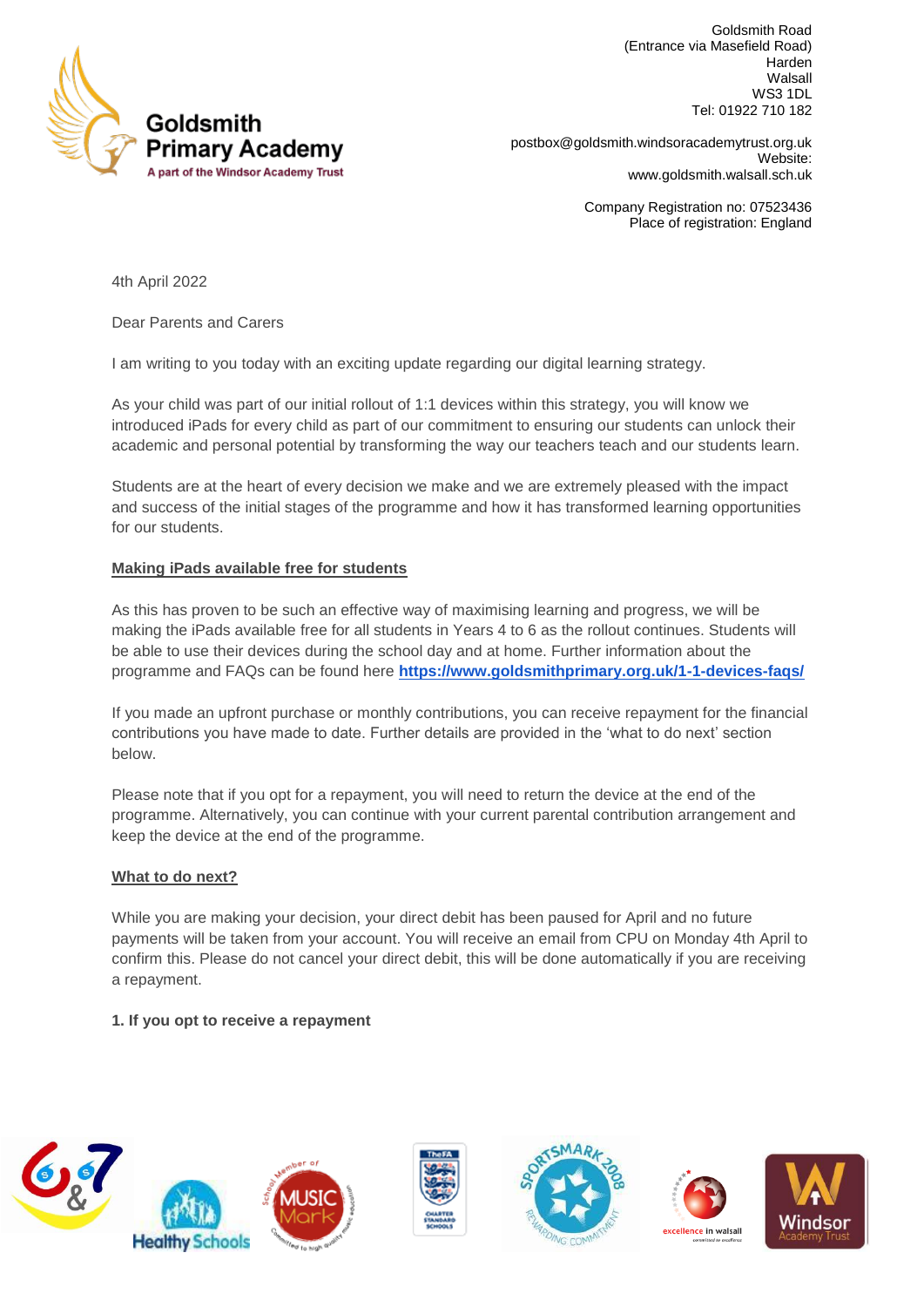**Goldsmith Primary Academy**
A part of the Windsor Academy Trust

Goldsmith Road
(Entrance via Masefield Road)
Harden
Walsall
WS3 1DL
Tel: 01922 710 182

postbox@goldsmith.windsoracademytrust.org.uk
Website:
www.goldsmith.walsall.sch.uk

Company Registration no: 07523436
Place of registration: England

4th April 2022

Dear Parents and Carers

I am writing to you today with an exciting update regarding our digital learning strategy.

As your child was part of our initial rollout of 1:1 devices within this strategy, you will know we introduced iPads for every child as part of our commitment to ensuring our students can unlock their academic and personal potential by transforming the way our teachers teach and our students learn.

Students are at the heart of every decision we make and we are extremely pleased with the impact and success of the initial stages of the programme and how it has transformed learning opportunities for our students.

**Making iPads available free for students**

As this has proven to be such an effective way of maximising learning and progress, we will be making the iPads available free for all students in Years 4 to 6 as the rollout continues. Students will be able to use their devices during the school day and at home. Further information about the programme and FAQs can be found here **https://www.goldsmithprimary.org.uk/1-1-devices-faqs/**

If you made an upfront purchase or monthly contributions, you can receive repayment for the financial contributions you have made to date. Further details are provided in the 'what to do next' section below.

Please note that if you opt for a repayment, you will need to return the device at the end of the programme. Alternatively, you can continue with your current parental contribution arrangement and keep the device at the end of the programme.

**What to do next?**

While you are making your decision, your direct debit has been paused for April and no future payments will be taken from your account. You will receive an email from CPU on Monday 4th April to confirm this. Please do not cancel your direct debit, this will be done automatically if you are receiving a repayment.

**1. If you opt to receive a repayment**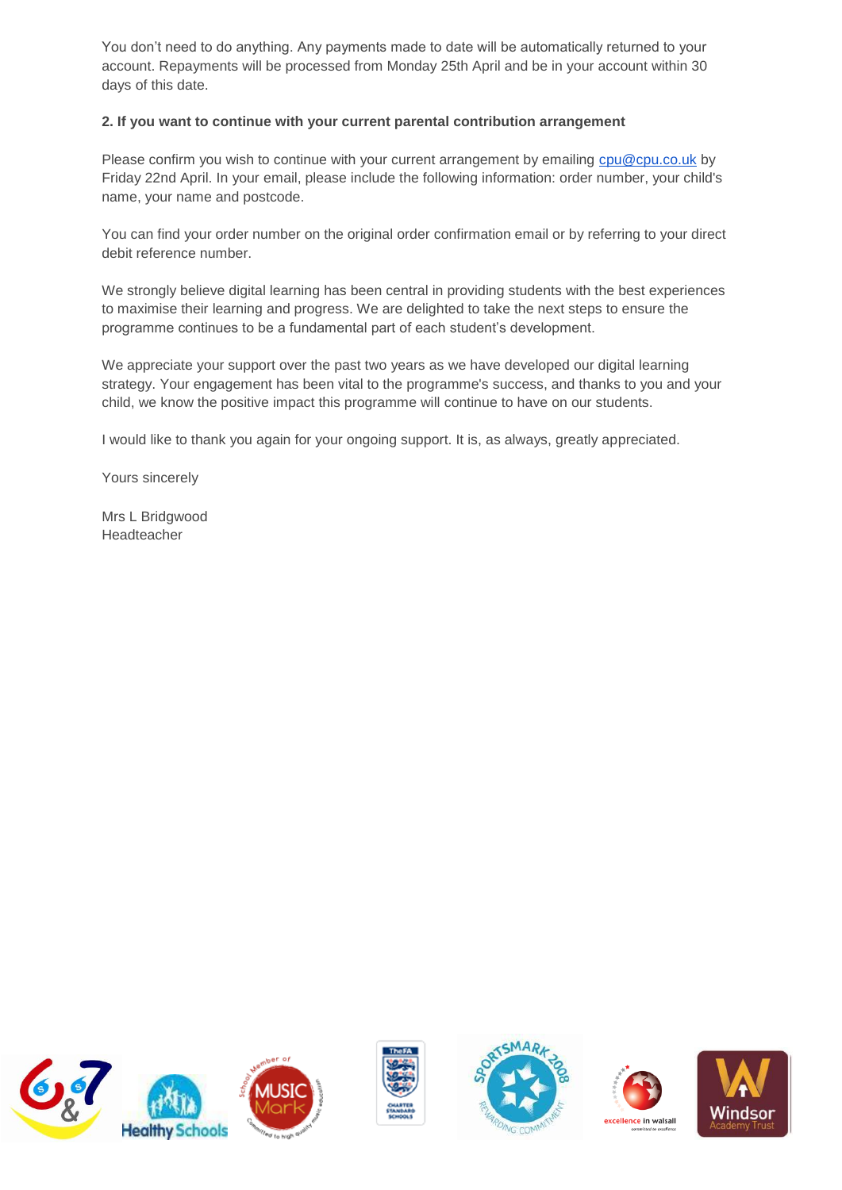You don't need to do anything. Any payments made to date will be automatically returned to your account. Repayments will be processed from Monday 25th April and be in your account within 30 days of this date.

**2. If you want to continue with your current parental contribution arrangement**

Please confirm you wish to continue with your current arrangement by emailing cpu@cpu.co.uk by Friday 22nd April. In your email, please include the following information: order number, your child's name, your name and postcode.

You can find your order number on the original order confirmation email or by referring to your direct debit reference number.

We strongly believe digital learning has been central in providing students with the best experiences to maximise their learning and progress. We are delighted to take the next steps to ensure the programme continues to be a fundamental part of each student's development.

We appreciate your support over the past two years as we have developed our digital learning strategy. Your engagement has been vital to the programme's success, and thanks to you and your child, we know the positive impact this programme will continue to have on our students.

I would like to thank you again for your ongoing support. It is, as always, greatly appreciated.

Yours sincerely

Mrs L Bridgwood
Headteacher